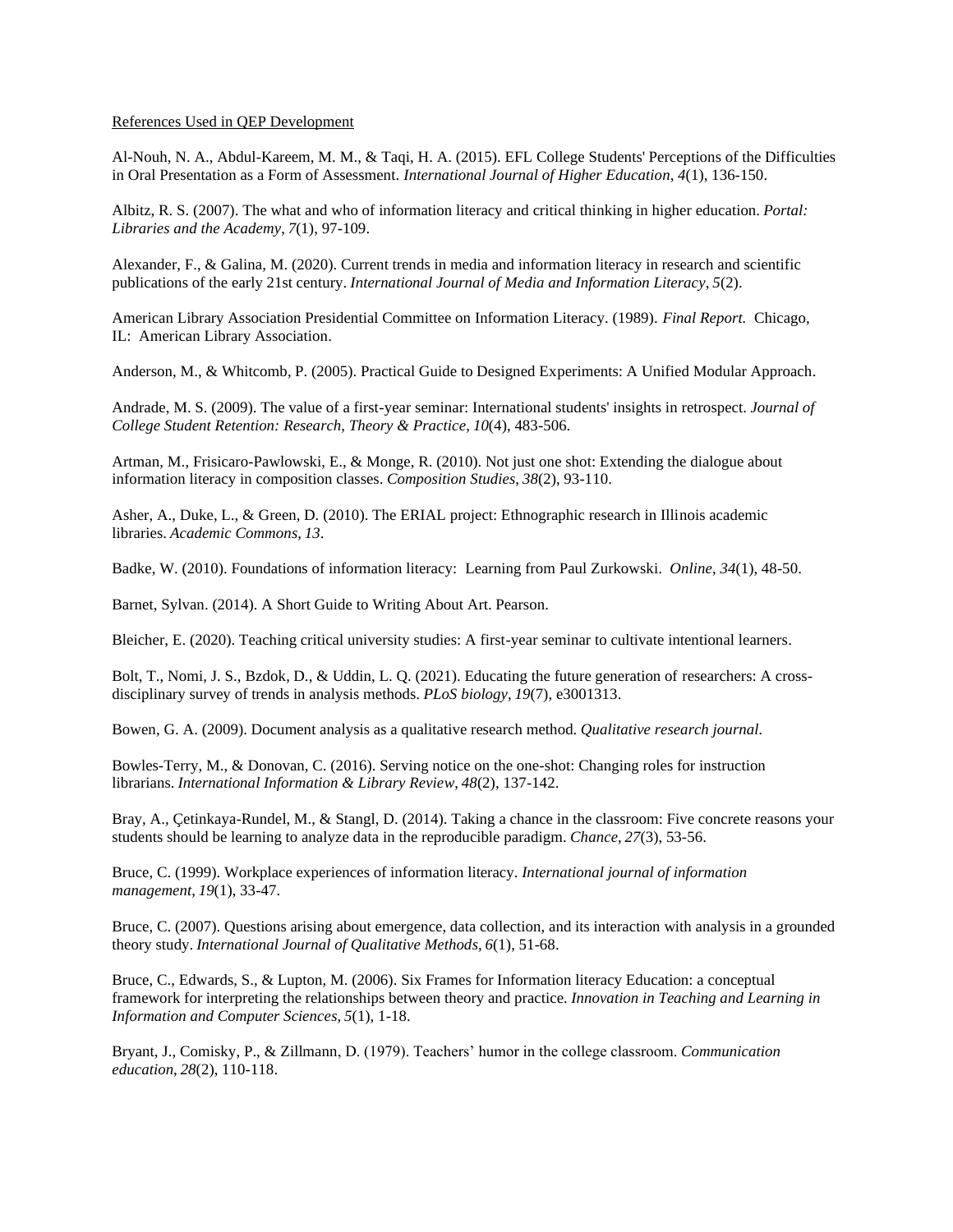References Used in QEP Development

Al-Nouh, N. A., Abdul-Kareem, M. M., & Taqi, H. A. (2015). EFL College Students' Perceptions of the Difficulties in Oral Presentation as a Form of Assessment. *International Journal of Higher Education*, *4*(1), 136-150.

Albitz, R. S. (2007). The what and who of information literacy and critical thinking in higher education. *Portal: Libraries and the Academy*, *7*(1), 97-109.

Alexander, F., & Galina, M. (2020). Current trends in media and information literacy in research and scientific publications of the early 21st century. *International Journal of Media and Information Literacy*, *5*(2).

American Library Association Presidential Committee on Information Literacy. (1989). *Final Report.* Chicago, IL: American Library Association.

Anderson, M., & Whitcomb, P. (2005). Practical Guide to Designed Experiments: A Unified Modular Approach.

Andrade, M. S. (2009). The value of a first-year seminar: International students' insights in retrospect. *Journal of College Student Retention: Research, Theory & Practice*, *10*(4), 483-506.

Artman, M., Frisicaro-Pawlowski, E., & Monge, R. (2010). Not just one shot: Extending the dialogue about information literacy in composition classes. *Composition Studies*, *38*(2), 93-110.

Asher, A., Duke, L., & Green, D. (2010). The ERIAL project: Ethnographic research in Illinois academic libraries. *Academic Commons*, *13*.

Badke, W. (2010). Foundations of information literacy: Learning from Paul Zurkowski. *Online*, *34*(1), 48-50.

Barnet, Sylvan. (2014). A Short Guide to Writing About Art. Pearson.

Bleicher, E. (2020). Teaching critical university studies: A first-year seminar to cultivate intentional learners.

Bolt, T., Nomi, J. S., Bzdok, D., & Uddin, L. Q. (2021). Educating the future generation of researchers: A cross-disciplinary survey of trends in analysis methods. *PLoS biology*, *19*(7), e3001313.

Bowen, G. A. (2009). Document analysis as a qualitative research method. *Qualitative research journal.*

Bowles-Terry, M., & Donovan, C. (2016). Serving notice on the one-shot: Changing roles for instruction librarians. *International Information & Library Review*, *48*(2), 137-142.

Bray, A., Çetinkaya-Rundel, M., & Stangl, D. (2014). Taking a chance in the classroom: Five concrete reasons your students should be learning to analyze data in the reproducible paradigm. *Chance*, *27*(3), 53-56.

Bruce, C. (1999). Workplace experiences of information literacy. *International journal of information management*, *19*(1), 33-47.

Bruce, C. (2007). Questions arising about emergence, data collection, and its interaction with analysis in a grounded theory study. *International Journal of Qualitative Methods*, *6*(1), 51-68.

Bruce, C., Edwards, S., & Lupton, M. (2006). Six Frames for Information literacy Education: a conceptual framework for interpreting the relationships between theory and practice. *Innovation in Teaching and Learning in Information and Computer Sciences*, *5*(1), 1-18.

Bryant, J., Comisky, P., & Zillmann, D. (1979). Teachers' humor in the college classroom. *Communication education*, *28*(2), 110-118.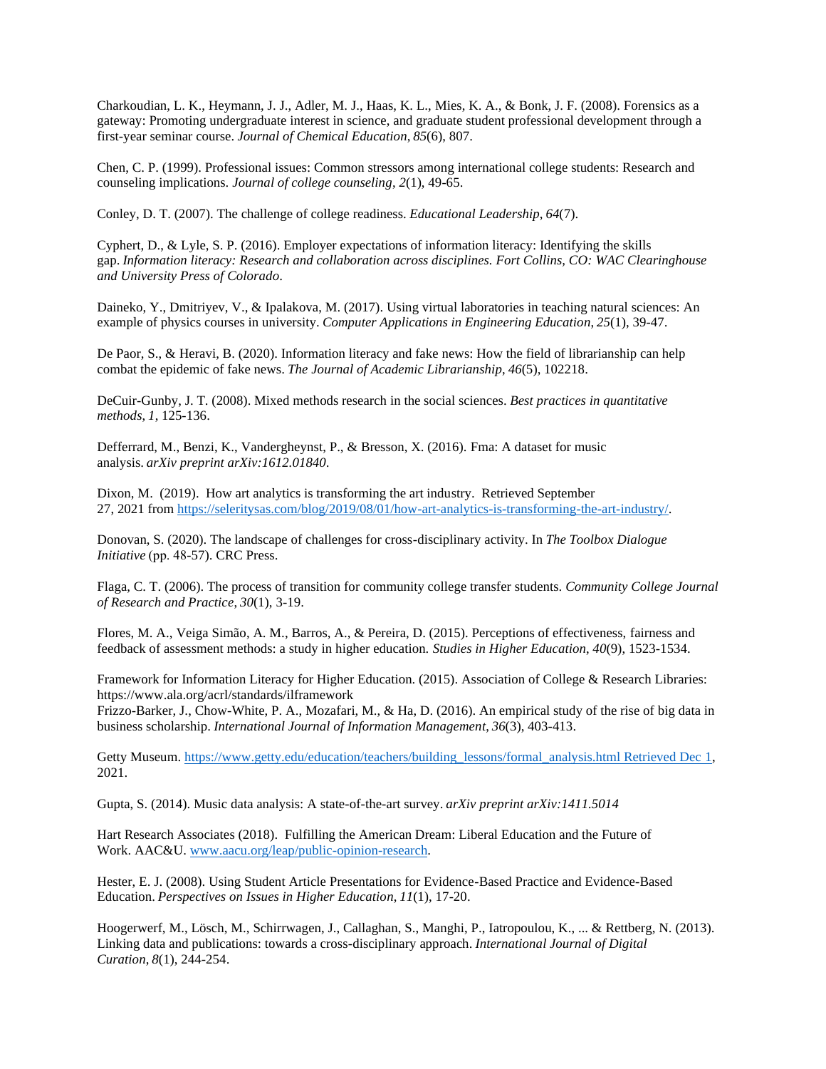Charkoudian, L. K., Heymann, J. J., Adler, M. J., Haas, K. L., Mies, K. A., & Bonk, J. F. (2008). Forensics as a gateway: Promoting undergraduate interest in science, and graduate student professional development through a first-year seminar course. *Journal of Chemical Education*, *85*(6), 807.

Chen, C. P. (1999). Professional issues: Common stressors among international college students: Research and counseling implications. *Journal of college counseling*, *2*(1), 49-65.

Conley, D. T. (2007). The challenge of college readiness. *Educational Leadership*, *64*(7).

Cyphert, D., & Lyle, S. P. (2016). Employer expectations of information literacy: Identifying the skills gap. *Information literacy: Research and collaboration across disciplines. Fort Collins, CO: WAC Clearinghouse and University Press of Colorado*.

Daineko, Y., Dmitriyev, V., & Ipalakova, M. (2017). Using virtual laboratories in teaching natural sciences: An example of physics courses in university. *Computer Applications in Engineering Education*, *25*(1), 39-47.

De Paor, S., & Heravi, B. (2020). Information literacy and fake news: How the field of librarianship can help combat the epidemic of fake news. *The Journal of Academic Librarianship*, *46*(5), 102218.

DeCuir-Gunby, J. T. (2008). Mixed methods research in the social sciences. *Best practices in quantitative methods*, *1*, 125-136.

Defferrard, M., Benzi, K., Vandergheynst, P., & Bresson, X. (2016). Fma: A dataset for music analysis. *arXiv preprint arXiv:1612.01840*.

Dixon, M. (2019). How art analytics is transforming the art industry. Retrieved September 27, 2021 from https://seleritysas.com/blog/2019/08/01/how-art-analytics-is-transforming-the-art-industry/.

Donovan, S. (2020). The landscape of challenges for cross-disciplinary activity. In *The Toolbox Dialogue Initiative* (pp. 48-57). CRC Press.

Flaga, C. T. (2006). The process of transition for community college transfer students. *Community College Journal of Research and Practice*, *30*(1), 3-19.

Flores, M. A., Veiga Simão, A. M., Barros, A., & Pereira, D. (2015). Perceptions of effectiveness, fairness and feedback of assessment methods: a study in higher education. *Studies in Higher Education*, *40*(9), 1523-1534.

Framework for Information Literacy for Higher Education. (2015). Association of College & Research Libraries: https://www.ala.org/acrl/standards/ilframework

Frizzo-Barker, J., Chow-White, P. A., Mozafari, M., & Ha, D. (2016). An empirical study of the rise of big data in business scholarship. *International Journal of Information Management*, *36*(3), 403-413.

Getty Museum. https://www.getty.edu/education/teachers/building_lessons/formal_analysis.html Retrieved Dec 1, 2021.

Gupta, S. (2014). Music data analysis: A state-of-the-art survey. *arXiv preprint arXiv:1411.5014*

Hart Research Associates (2018). Fulfilling the American Dream: Liberal Education and the Future of Work. AAC&U. www.aacu.org/leap/public-opinion-research.

Hester, E. J. (2008). Using Student Article Presentations for Evidence-Based Practice and Evidence-Based Education. *Perspectives on Issues in Higher Education*, *11*(1), 17-20.

Hoogerwerf, M., Lösch, M., Schirrwagen, J., Callaghan, S., Manghi, P., Iatropoulou, K., ... & Rettberg, N. (2013). Linking data and publications: towards a cross-disciplinary approach. *International Journal of Digital Curation*, *8*(1), 244-254.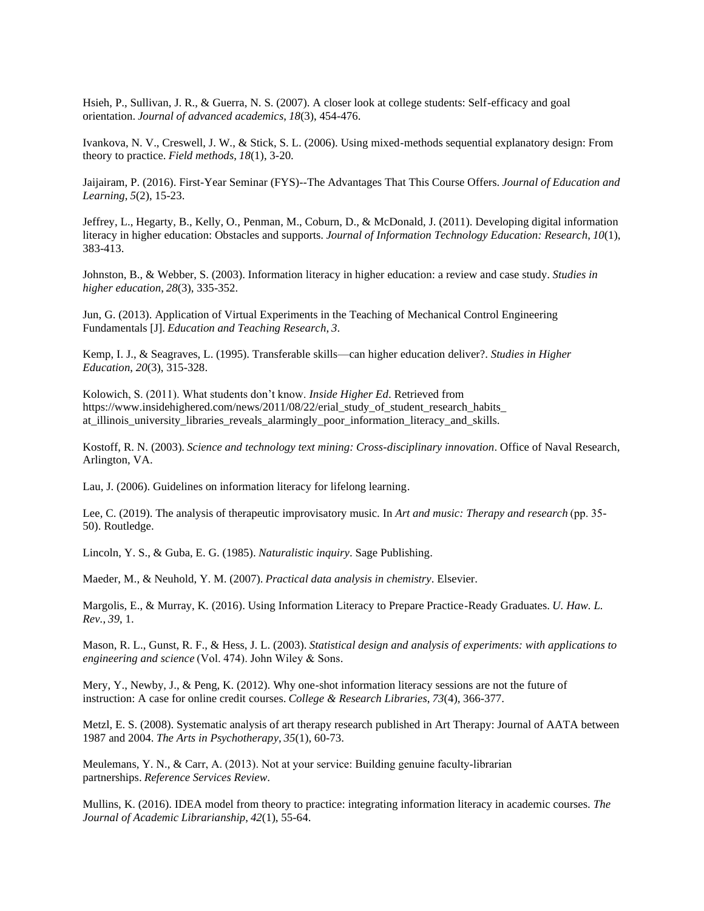Hsieh, P., Sullivan, J. R., & Guerra, N. S. (2007). A closer look at college students: Self-efficacy and goal orientation. *Journal of advanced academics*, *18*(3), 454-476.

Ivankova, N. V., Creswell, J. W., & Stick, S. L. (2006). Using mixed-methods sequential explanatory design: From theory to practice. *Field methods*, *18*(1), 3-20.

Jaijairam, P. (2016). First-Year Seminar (FYS)--The Advantages That This Course Offers. *Journal of Education and Learning*, *5*(2), 15-23.

Jeffrey, L., Hegarty, B., Kelly, O., Penman, M., Coburn, D., & McDonald, J. (2011). Developing digital information literacy in higher education: Obstacles and supports. *Journal of Information Technology Education: Research*, *10*(1), 383-413.

Johnston, B., & Webber, S. (2003). Information literacy in higher education: a review and case study. *Studies in higher education*, *28*(3), 335-352.

Jun, G. (2013). Application of Virtual Experiments in the Teaching of Mechanical Control Engineering Fundamentals [J]. *Education and Teaching Research*, *3*.

Kemp, I. J., & Seagraves, L. (1995). Transferable skills—can higher education deliver?. *Studies in Higher Education*, *20*(3), 315-328.

Kolowich, S. (2011). What students don't know. *Inside Higher Ed*. Retrieved from https://www.insidehighered.com/news/2011/08/22/erial_study_of_student_research_habits_ at_illinois_university_libraries_reveals_alarmingly_poor_information_literacy_and_skills.

Kostoff, R. N. (2003). *Science and technology text mining: Cross-disciplinary innovation*. Office of Naval Research, Arlington, VA.

Lau, J. (2006). Guidelines on information literacy for lifelong learning.

Lee, C. (2019). The analysis of therapeutic improvisatory music. In *Art and music: Therapy and research* (pp. 35-50). Routledge.

Lincoln, Y. S., & Guba, E. G. (1985). *Naturalistic inquiry*. Sage Publishing.

Maeder, M., & Neuhold, Y. M. (2007). *Practical data analysis in chemistry*. Elsevier.

Margolis, E., & Murray, K. (2016). Using Information Literacy to Prepare Practice-Ready Graduates. *U. Haw. L. Rev.*, *39*, 1.

Mason, R. L., Gunst, R. F., & Hess, J. L. (2003). *Statistical design and analysis of experiments: with applications to engineering and science* (Vol. 474). John Wiley & Sons.

Mery, Y., Newby, J., & Peng, K. (2012). Why one-shot information literacy sessions are not the future of instruction: A case for online credit courses. *College & Research Libraries*, *73*(4), 366-377.

Metzl, E. S. (2008). Systematic analysis of art therapy research published in Art Therapy: Journal of AATA between 1987 and 2004. *The Arts in Psychotherapy*, *35*(1), 60-73.

Meulemans, Y. N., & Carr, A. (2013). Not at your service: Building genuine faculty-librarian partnerships. *Reference Services Review*.

Mullins, K. (2016). IDEA model from theory to practice: integrating information literacy in academic courses. *The Journal of Academic Librarianship*, *42*(1), 55-64.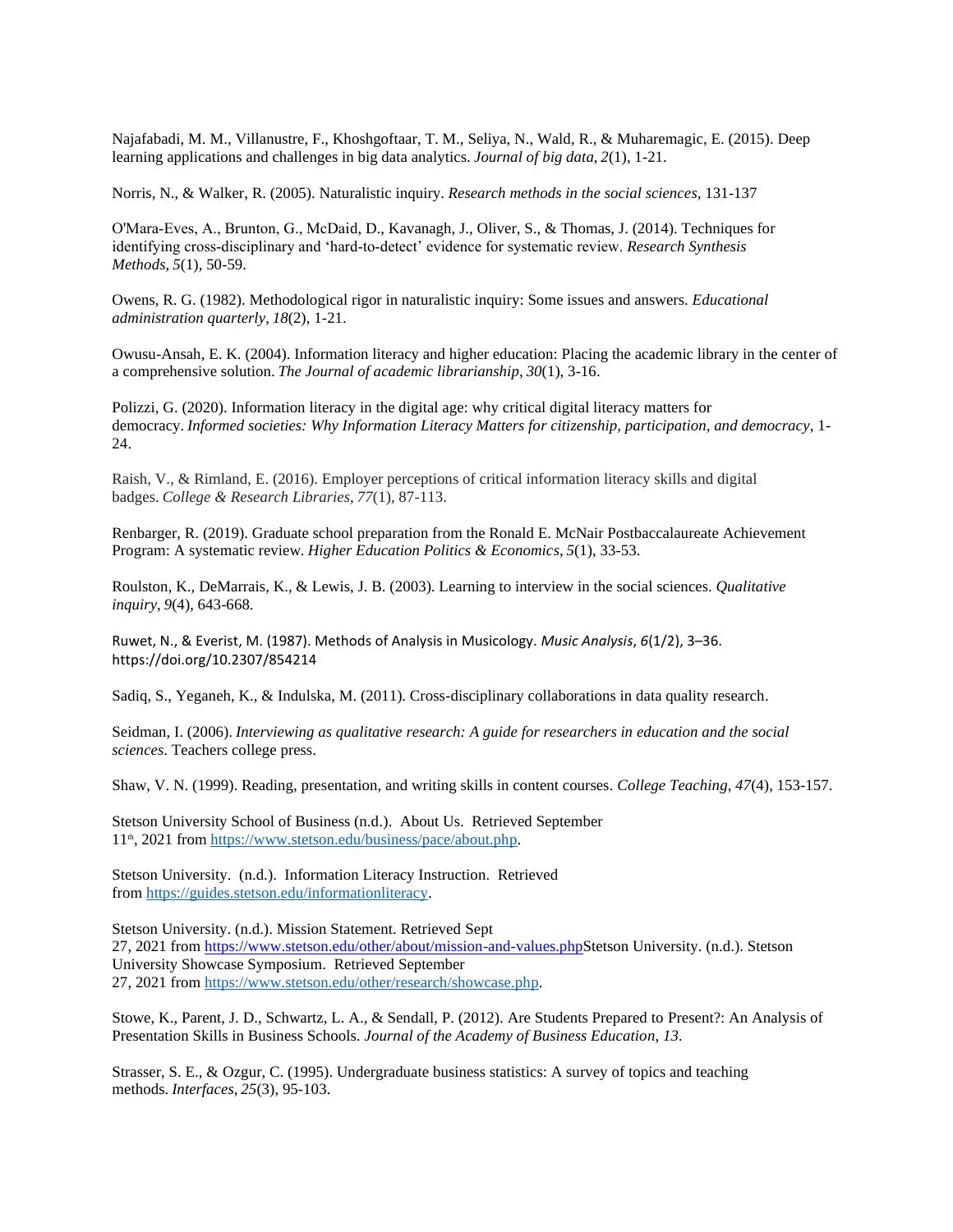Najafabadi, M. M., Villanustre, F., Khoshgoftaar, T. M., Seliya, N., Wald, R., & Muharemagic, E. (2015). Deep learning applications and challenges in big data analytics. *Journal of big data*, *2*(1), 1-21.

Norris, N., & Walker, R. (2005). Naturalistic inquiry. *Research methods in the social sciences*, 131-137

O'Mara-Eves, A., Brunton, G., McDaid, D., Kavanagh, J., Oliver, S., & Thomas, J. (2014). Techniques for identifying cross-disciplinary and 'hard-to-detect' evidence for systematic review. *Research Synthesis Methods, 5*(1), 50-59.

Owens, R. G. (1982). Methodological rigor in naturalistic inquiry: Some issues and answers. *Educational administration quarterly*, *18*(2), 1-21.

Owusu-Ansah, E. K. (2004). Information literacy and higher education: Placing the academic library in the center of a comprehensive solution. *The Journal of academic librarianship*, *30*(1), 3-16.

Polizzi, G. (2020). Information literacy in the digital age: why critical digital literacy matters for democracy. *Informed societies: Why Information Literacy Matters for citizenship, participation, and democracy*, 1-24.

Raish, V., & Rimland, E. (2016). Employer perceptions of critical information literacy skills and digital badges. *College & Research Libraries*, *77*(1), 87-113.

Renbarger, R. (2019). Graduate school preparation from the Ronald E. McNair Postbaccalaureate Achievement Program: A systematic review. *Higher Education Politics & Economics*, *5*(1), 33-53.

Roulston, K., DeMarrais, K., & Lewis, J. B. (2003). Learning to interview in the social sciences. *Qualitative inquiry*, *9*(4), 643-668.

Ruwet, N., & Everist, M. (1987). Methods of Analysis in Musicology. *Music Analysis*, *6*(1/2), 3–36. https://doi.org/10.2307/854214

Sadiq, S., Yeganeh, K., & Indulska, M. (2011). Cross-disciplinary collaborations in data quality research.

Seidman, I. (2006). *Interviewing as qualitative research: A guide for researchers in education and the social sciences*. Teachers college press.

Shaw, V. N. (1999). Reading, presentation, and writing skills in content courses. *College Teaching*, *47*(4), 153-157.

Stetson University School of Business (n.d.). About Us. Retrieved September 11th, 2021 from https://www.stetson.edu/business/pace/about.php.

Stetson University. (n.d.). Information Literacy Instruction. Retrieved from https://guides.stetson.edu/informationliteracy.

Stetson University. (n.d.). Mission Statement. Retrieved Sept 27, 2021 from https://www.stetson.edu/other/about/mission-and-values.phpStetson University. (n.d.). Stetson University Showcase Symposium. Retrieved September 27, 2021 from https://www.stetson.edu/other/research/showcase.php.

Stowe, K., Parent, J. D., Schwartz, L. A., & Sendall, P. (2012). Are Students Prepared to Present?: An Analysis of Presentation Skills in Business Schools. *Journal of the Academy of Business Education*, *13*.

Strasser, S. E., & Ozgur, C. (1995). Undergraduate business statistics: A survey of topics and teaching methods. *Interfaces*, *25*(3), 95-103.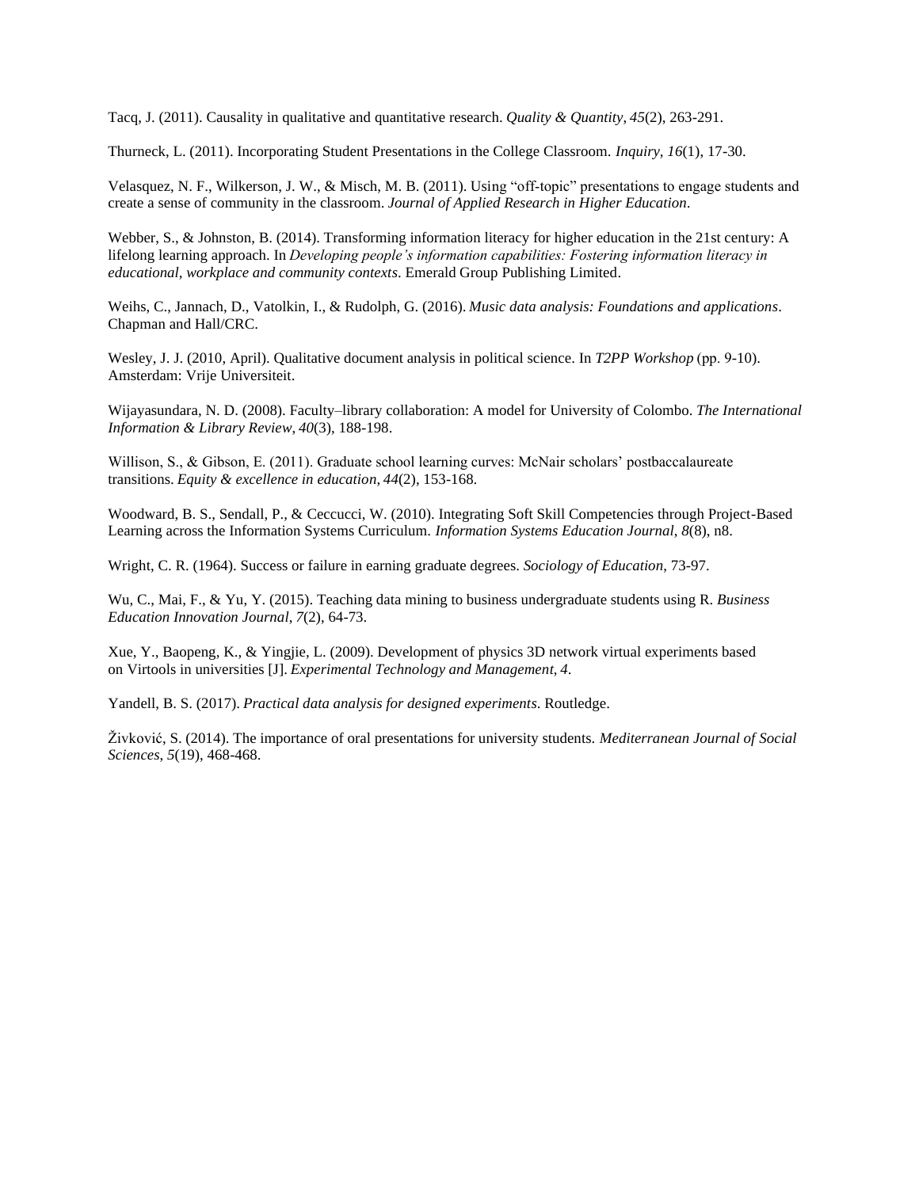Tacq, J. (2011). Causality in qualitative and quantitative research. *Quality & Quantity*, *45*(2), 263-291.

Thurneck, L. (2011). Incorporating Student Presentations in the College Classroom. *Inquiry*, *16*(1), 17-30.

Velasquez, N. F., Wilkerson, J. W., & Misch, M. B. (2011). Using "off-topic" presentations to engage students and create a sense of community in the classroom. *Journal of Applied Research in Higher Education*.

Webber, S., & Johnston, B. (2014). Transforming information literacy for higher education in the 21st century: A lifelong learning approach. In *Developing people's information capabilities: Fostering information literacy in educational, workplace and community contexts*. Emerald Group Publishing Limited.

Weihs, C., Jannach, D., Vatolkin, I., & Rudolph, G. (2016). *Music data analysis: Foundations and applications*. Chapman and Hall/CRC.

Wesley, J. J. (2010, April). Qualitative document analysis in political science. In *T2PP Workshop* (pp. 9-10). Amsterdam: Vrije Universiteit.

Wijayasundara, N. D. (2008). Faculty–library collaboration: A model for University of Colombo. *The International Information & Library Review*, *40*(3), 188-198.

Willison, S., & Gibson, E. (2011). Graduate school learning curves: McNair scholars' postbaccalaureate transitions. *Equity & excellence in education*, *44*(2), 153-168.

Woodward, B. S., Sendall, P., & Ceccucci, W. (2010). Integrating Soft Skill Competencies through Project-Based Learning across the Information Systems Curriculum. *Information Systems Education Journal*, *8*(8), n8.

Wright, C. R. (1964). Success or failure in earning graduate degrees. *Sociology of Education*, 73-97.

Wu, C., Mai, F., & Yu, Y. (2015). Teaching data mining to business undergraduate students using R. *Business Education Innovation Journal*, *7*(2), 64-73.

Xue, Y., Baopeng, K., & Yingjie, L. (2009). Development of physics 3D network virtual experiments based on Virtools in universities [J]. *Experimental Technology and Management*, *4*.

Yandell, B. S. (2017). *Practical data analysis for designed experiments*. Routledge.

Živković, S. (2014). The importance of oral presentations for university students. *Mediterranean Journal of Social Sciences*, *5*(19), 468-468.